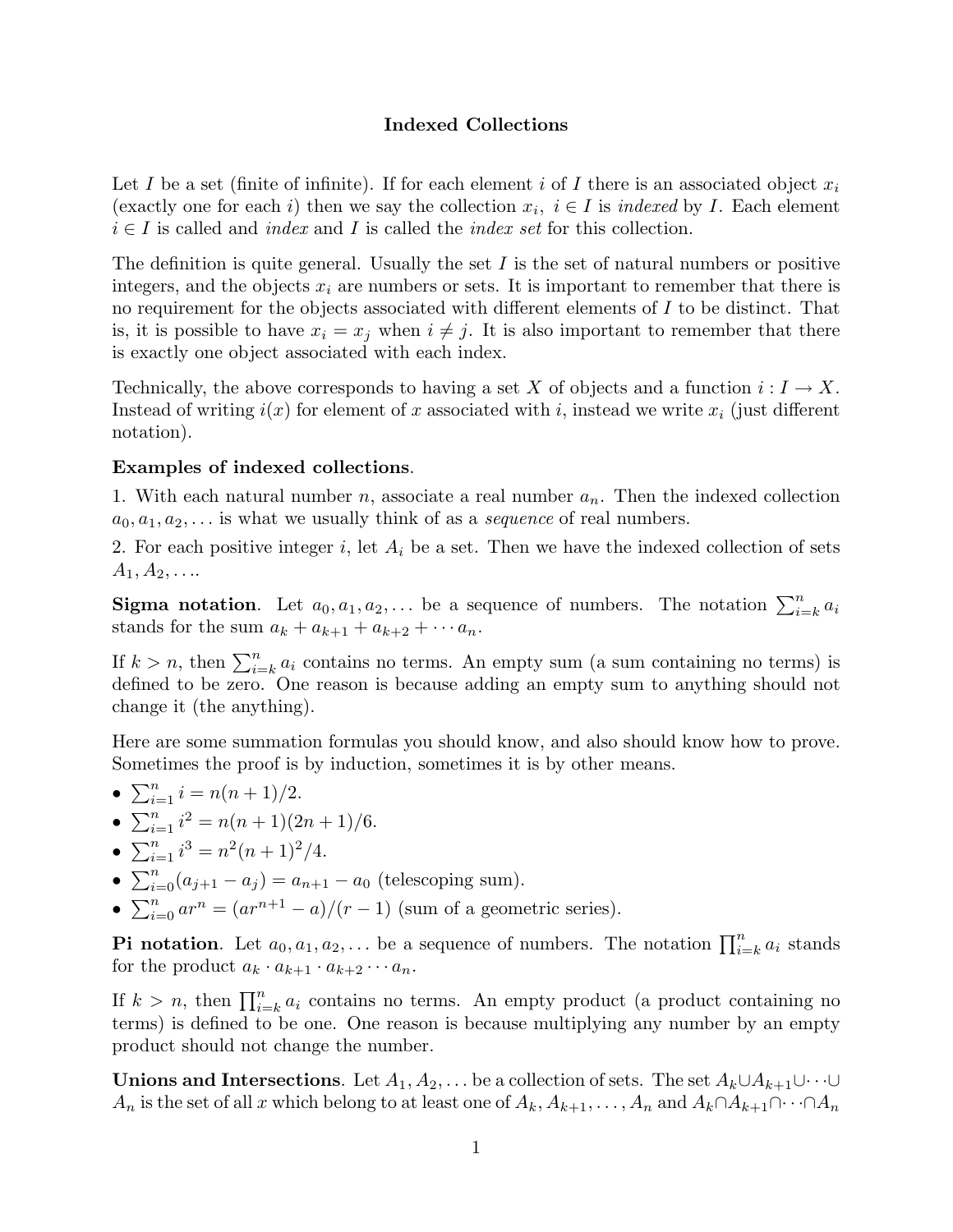## Indexed Collections

Let $I$ be a set (finite of infinite). If for each element $i$ of $I$ there is an associated object $x_i$ (exactly one for each $i$) then we say the collection $x_i,\ i \in I$ is *indexed* by $I$. Each element $i \in I$ is called and *index* and $I$ is called the *index set* for this collection.

The definition is quite general. Usually the set $I$ is the set of natural numbers or positive integers, and the objects $x_i$ are numbers or sets. It is important to remember that there is no requirement for the objects associated with different elements of $I$ to be distinct. That is, it is possible to have $x_i = x_j$ when $i \neq j$. It is also important to remember that there is exactly one object associated with each index.

Technically, the above corresponds to having a set $X$ of objects and a function $i : I \to X$. Instead of writing $i(x)$ for element of $x$ associated with $i$, instead we write $x_i$ (just different notation).

**Examples of indexed collections**.

1. With each natural number $n$, associate a real number $a_n$. Then the indexed collection $a_0, a_1, a_2, \ldots$ is what we usually think of as a *sequence* of real numbers.

2. For each positive integer $i$, let $A_i$ be a set. Then we have the indexed collection of sets $A_1, A_2, \ldots$.

**Sigma notation**. Let $a_0, a_1, a_2, \ldots$ be a sequence of numbers. The notation $\sum_{i=k}^{n} a_i$ stands for the sum $a_k + a_{k+1} + a_{k+2} + \cdots a_n$.

If $k > n$, then $\sum_{i=k}^{n} a_i$ contains no terms. An empty sum (a sum containing no terms) is defined to be zero. One reason is because adding an empty sum to anything should not change it (the anything).

Here are some summation formulas you should know, and also should know how to prove. Sometimes the proof is by induction, sometimes it is by other means.

- $\sum_{i=1}^{n} i = n(n+1)/2$.
- $\sum_{i=1}^{n} i^2 = n(n+1)(2n+1)/6$.
- $\sum_{i=1}^{n} i^3 = n^2(n+1)^2/4$.
- $\sum_{i=0}^{n} (a_{j+1} - a_j) = a_{n+1} - a_0$ (telescoping sum).
- $\sum_{i=0}^{n} ar^n = (ar^{n+1} - a)/(r-1)$ (sum of a geometric series).

**Pi notation**. Let $a_0, a_1, a_2, \ldots$ be a sequence of numbers. The notation $\prod_{i=k}^{n} a_i$ stands for the product $a_k \cdot a_{k+1} \cdot a_{k+2} \cdots a_n$.

If $k > n$, then $\prod_{i=k}^{n} a_i$ contains no terms. An empty product (a product containing no terms) is defined to be one. One reason is because multiplying any number by an empty product should not change the number.

**Unions and Intersections**. Let $A_1, A_2, \ldots$ be a collection of sets. The set $A_k \cup A_{k+1} \cup \cdots \cup A_n$ is the set of all $x$ which belong to at least one of $A_k, A_{k+1}, \ldots, A_n$ and $A_k \cap A_{k+1} \cap \cdots \cap A_n$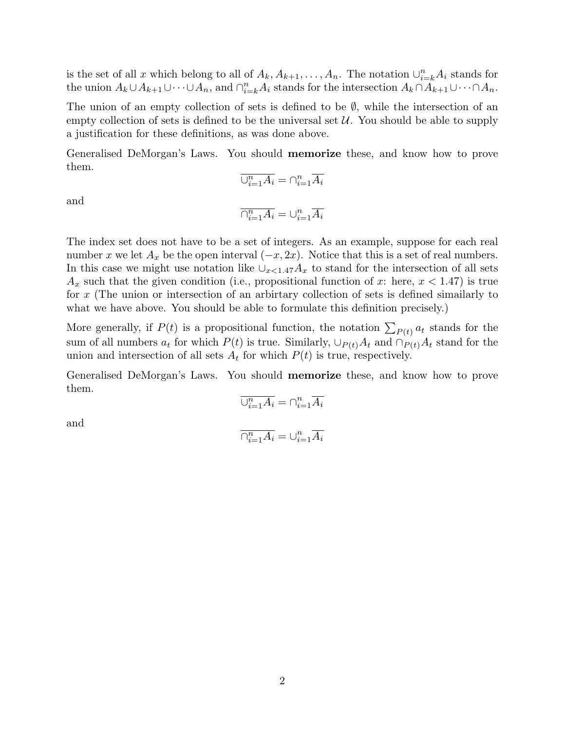is the set of all $x$ which belong to all of $A_k, A_{k+1}, \ldots, A_n$. The notation $\cup_{i=k}^{n} A_i$ stands for the union $A_k \cup A_{k+1} \cup \cdots \cup A_n$, and $\cap_{i=k}^{n} A_i$ stands for the intersection $A_k \cap A_{k+1} \cup \cdots \cap A_n$.

The union of an empty collection of sets is defined to be $\emptyset$, while the intersection of an empty collection of sets is defined to be the universal set $\mathcal{U}$. You should be able to supply a justification for these definitions, as was done above.

Generalised DeMorgan's Laws. You should **memorize** these, and know how to prove them.

$$\overline{\cup_{i=1}^{n} A_i} = \cap_{i=1}^{n} \overline{A_i}$$

and

$$\overline{\cap_{i=1}^{n} A_i} = \cup_{i=1}^{n} \overline{A_i}$$

The index set does not have to be a set of integers. As an example, suppose for each real number $x$ we let $A_x$ be the open interval $(-x, 2x)$. Notice that this is a set of real numbers. In this case we might use notation like $\cup_{x<1.47} A_x$ to stand for the intersection of all sets $A_x$ such that the given condition (i.e., propositional function of $x$: here, $x < 1.47$) is true for $x$ (The union or intersection of an arbirtary collection of sets is defined simailarly to what we have above. You should be able to formulate this definition precisely.)

More generally, if $P(t)$ is a propositional function, the notation $\sum_{P(t)} a_t$ stands for the sum of all numbers $a_t$ for which $P(t)$ is true. Similarly, $\cup_{P(t)} A_t$ and $\cap_{P(t)} A_t$ stand for the union and intersection of all sets $A_t$ for which $P(t)$ is true, respectively.

Generalised DeMorgan's Laws. You should **memorize** these, and know how to prove them.

$$\overline{\cup_{i=1}^{n} A_i} = \cap_{i=1}^{n} \overline{A_i}$$

and

$$\overline{\cap_{i=1}^{n} A_i} = \cup_{i=1}^{n} \overline{A_i}$$